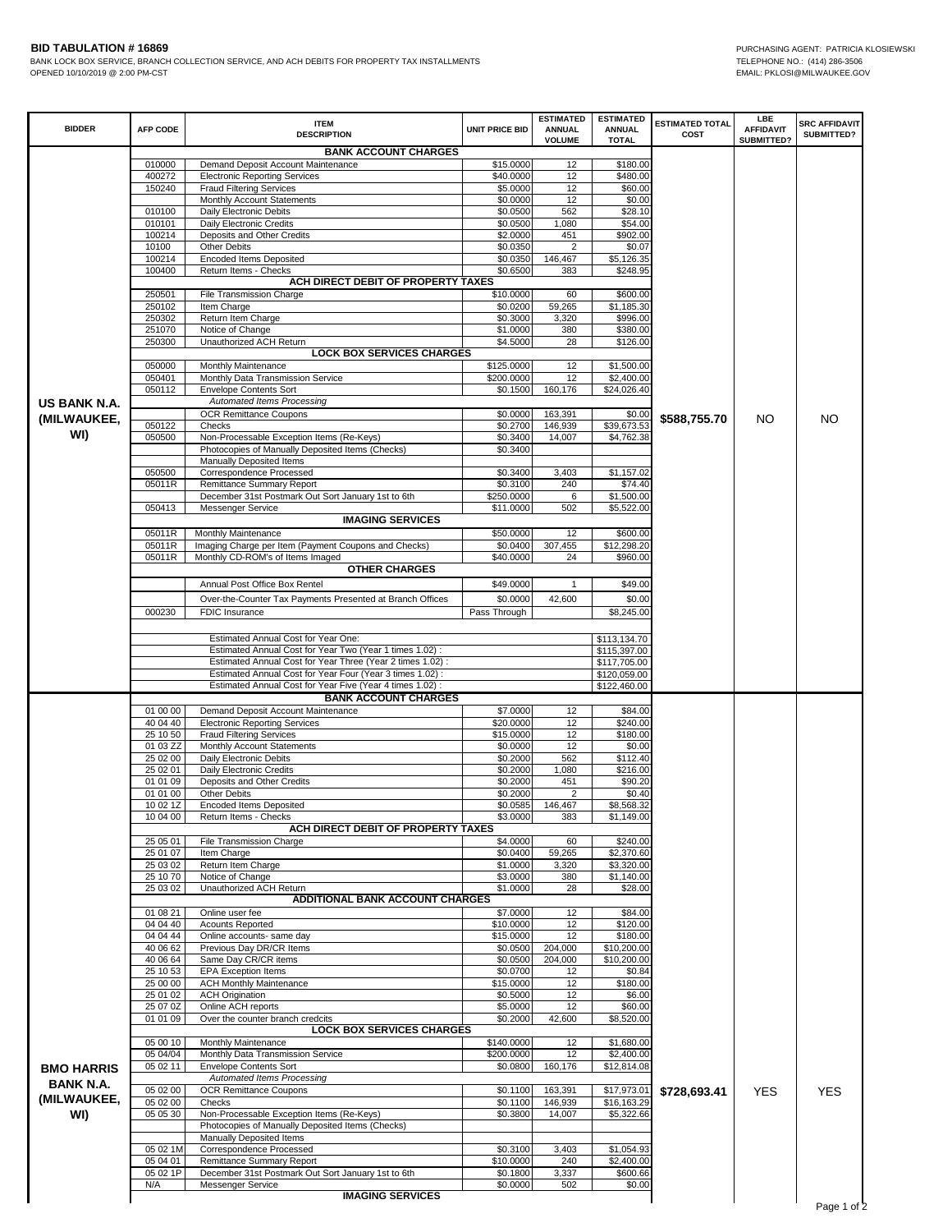**BID TABULATION # 16869**
BANK LOCK BOX SERVICE, BRANCH COLLECTION SERVICE, AND ACH DEBITS FOR PROPERTY TAX INSTALLMENTS
OPENED 10/10/2019 @ 2:00 PM-CST

PURCHASING AGENT: PATRICIA KLOSIEWSKI
TELEPHONE NO.: (414) 286-3506
EMAIL: PKLOSI@MILWAUKEE.GOV

| BIDDER | AFP CODE | ITEM DESCRIPTION | UNIT PRICE BID | ESTIMATED ANNUAL VOLUME | ESTIMATED ANNUAL TOTAL | ESTIMATED TOTAL COST | LBE AFFIDAVIT SUBMITTED? | SRC AFFIDAVIT SUBMITTED? |
|---|---|---|---|---|---|---|---|---|
| US BANK N.A. (MILWAUKEE, WI) | | **BANK ACCOUNT CHARGES** | | | | $588,755.70 | NO | NO |
| | 010000 | Demand Deposit Account Maintenance | $15.0000 | 12 | $180.00 | | | |
| | 400272 | Electronic Reporting Services | $40.0000 | 12 | $480.00 | | | |
| | 150240 | Fraud Filtering Services | $5.0000 | 12 | $60.00 | | | |
| | | Monthly Account Statements | $0.0000 | 12 | $0.00 | | | |
| | 010100 | Daily Electronic Debits | $0.0500 | 562 | $28.10 | | | |
| | 010101 | Daily Electronic Credits | $0.0500 | 1,080 | $54.00 | | | |
| | 100214 | Deposits and Other Credits | $2.0000 | 451 | $902.00 | | | |
| | 10100 | Other Debits | $0.0350 | 2 | $0.07 | | | |
| | 100214 | Encoded Items Deposited | $0.0350 | 146,467 | $5,126.35 | | | |
| | 100400 | Return Items - Checks | $0.6500 | 383 | $248.95 | | | |
| | | **ACH DIRECT DEBIT OF PROPERTY TAXES** | | | | | | |
| | 250501 | File Transmission Charge | $10.0000 | 60 | $600.00 | | | |
| | 250102 | Item Charge | $0.0200 | 59,265 | $1,185.30 | | | |
| | 250302 | Return Item Charge | $0.3000 | 3,320 | $996.00 | | | |
| | 251070 | Notice of Change | $1.0000 | 380 | $380.00 | | | |
| | 250300 | Unauthorized ACH Return | $4.5000 | 28 | $126.00 | | | |
| | | **LOCK BOX SERVICES CHARGES** | | | | | | |
| | 050000 | Monthly Maintenance | $125.0000 | 12 | $1,500.00 | | | |
| | 050401 | Monthly Data Transmission Service | $200.0000 | 12 | $2,400.00 | | | |
| | 050112 | Envelope Contents Sort | $0.1500 | 160,176 | $24,026.40 | | | |
| | | *Automated Items Processing* | | | | | | |
| | | OCR Remittance Coupons | $0.0000 | 163,391 | $0.00 | | | |
| | 050122 | Checks | $0.2700 | 146,939 | $39,673.53 | | | |
| | 050500 | Non-Processable Exception Items (Re-Keys) | $0.3400 | 14,007 | $4,762.38 | | | |
| | | Photocopies of Manually Deposited Items (Checks) | $0.3400 | | | | | |
| | | Manually Deposited Items | | | | | | |
| | 050500 | Correspondence Processed | $0.3400 | 3,403 | $1,157.02 | | | |
| | 05011R | Remittance Summary Report | $0.3100 | 240 | $74.40 | | | |
| | | December 31st Postmark Out Sort January 1st to 6th | $250.0000 | 6 | $1,500.00 | | | |
| | 050413 | Messenger Service | $11.0000 | 502 | $5,522.00 | | | |
| | | **IMAGING SERVICES** | | | | | | |
| | 05011R | Monthly Maintenance | $50.0000 | 12 | $600.00 | | | |
| | 05011R | Imaging Charge per Item (Payment Coupons and Checks) | $0.0400 | 307,455 | $12,298.20 | | | |
| | 05011R | Monthly CD-ROM's of Items Imaged | $40.0000 | 24 | $960.00 | | | |
| | | **OTHER CHARGES** | | | | | | |
| | | Annual Post Office Box Rentel | $49.0000 | 1 | $49.00 | | | |
| | | Over-the-Counter Tax Payments Presented at Branch Offices | $0.0000 | 42,600 | $0.00 | | | |
| | 000230 | FDIC Insurance | Pass Through | | $8,245.00 | | | |
| | | Estimated Annual Cost for Year One: | | | $113,134.70 | | | |
| | | Estimated Annual Cost for Year Two (Year 1 times 1.02) : | | | $115,397.00 | | | |
| | | Estimated Annual Cost for Year Three (Year 2 times 1.02) : | | | $117,705.00 | | | |
| | | Estimated Annual Cost for Year Four (Year 3 times 1.02) : | | | $120,059.00 | | | |
| | | Estimated Annual Cost for Year Five (Year 4 times 1.02) : | | | $122,460.00 | | | |
| BMO HARRIS BANK N.A. (MILWAUKEE, WI) | | **BANK ACCOUNT CHARGES** | | | | $728,693.41 | YES | YES |
| | 01 00 00 | Demand Deposit Account Maintenance | $7.0000 | 12 | $84.00 | | | |
| | 40 04 40 | Electronic Reporting Services | $20.0000 | 12 | $240.00 | | | |
| | 25 10 50 | Fraud Filtering Services | $15.0000 | 12 | $180.00 | | | |
| | 01 03 ZZ | Monthly Account Statements | $0.0000 | 12 | $0.00 | | | |
| | 25 02 00 | Daily Electronic Debits | $0.2000 | 562 | $112.40 | | | |
| | 25 02 01 | Daily Electronic Credits | $0.2000 | 1,080 | $216.00 | | | |
| | 01 01 09 | Deposits and Other Credits | $0.2000 | 451 | $90.20 | | | |
| | 01 01 00 | Other Debits | $0.2000 | 2 | $0.40 | | | |
| | 10 02 1Z | Encoded Items Deposited | $0.0585 | 146,467 | $8,568.32 | | | |
| | 10 04 00 | Return Items - Checks | $3.0000 | 383 | $1,149.00 | | | |
| | | **ACH DIRECT DEBIT OF PROPERTY TAXES** | | | | | | |
| | 25 05 01 | File Transmission Charge | $4.0000 | 60 | $240.00 | | | |
| | 25 01 07 | Item Charge | $0.0400 | 59,265 | $2,370.60 | | | |
| | 25 03 02 | Return Item Charge | $1.0000 | 3,320 | $3,320.00 | | | |
| | 25 10 70 | Notice of Change | $3.0000 | 380 | $1,140.00 | | | |
| | 25 03 02 | Unauthorized ACH Return | $1.0000 | 28 | $28.00 | | | |
| | | **ADDITIONAL BANK ACCOUNT CHARGES** | | | | | | |
| | 01 08 21 | Online user fee | $7.0000 | 12 | $84.00 | | | |
| | 04 04 40 | Acounts Reported | $10.0000 | 12 | $120.00 | | | |
| | 04 04 44 | Online accounts- same day | $15.0000 | 12 | $180.00 | | | |
| | 40 06 62 | Previous Day DR/CR Items | $0.0500 | 204,000 | $10,200.00 | | | |
| | 40 06 64 | Same Day CR/CR items | $0.0500 | 204,000 | $10,200.00 | | | |
| | 25 10 53 | EPA Exception Items | $0.0700 | 12 | $0.84 | | | |
| | 25 00 00 | ACH Monthly Maintenance | $15.0000 | 12 | $180.00 | | | |
| | 25 01 02 | ACH Origination | $0.5000 | 12 | $6.00 | | | |
| | 25 07 0Z | Online ACH reports | $5.0000 | 12 | $60.00 | | | |
| | 01 01 09 | Over the counter branch credcits | $0.2000 | 42,600 | $8,520.00 | | | |
| | | **LOCK BOX SERVICES CHARGES** | | | | | | |
| | 05 00 10 | Monthly Maintenance | $140.0000 | 12 | $1,680.00 | | | |
| | 05 04/04 | Monthly Data Transmission Service | $200.0000 | 12 | $2,400.00 | | | |
| | 05 02 11 | Envelope Contents Sort | $0.0800 | 160,176 | $12,814.08 | | | |
| | | *Automated Items Processing* | | | | | | |
| | 05 02 00 | OCR Remittance Coupons | $0.1100 | 163,391 | $17,973.01 | | | |
| | 05 02 00 | Checks | $0.1100 | 146,939 | $16,163.29 | | | |
| | 05 05 30 | Non-Processable Exception Items (Re-Keys) | $0.3800 | 14,007 | $5,322.66 | | | |
| | | Photocopies of Manually Deposited Items (Checks) | | | | | | |
| | | Manually Deposited Items | | | | | | |
| | 05 02 1M | Correspondence Processed | $0.3100 | 3,403 | $1,054.93 | | | |
| | 05 04 01 | Remittance Summary Report | $10.0000 | 240 | $2,400.00 | | | |
| | 05 02 1P | December 31st Postmark Out Sort January 1st to 6th | $0.1800 | 3,337 | $600.66 | | | |
| | N/A | Messenger Service | $0.0000 | 502 | $0.00 | | | |
| | | **IMAGING SERVICES** | | | | | | |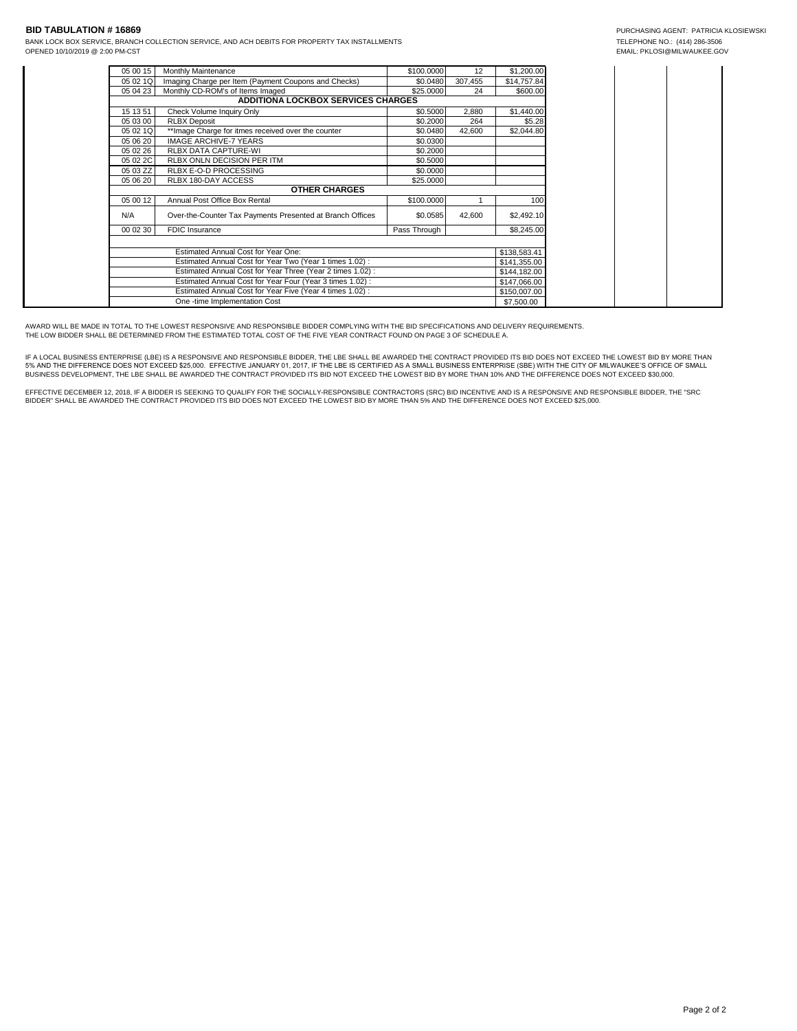**BID TABULATION # 16869**

BANK LOCK BOX SERVICE, BRANCH COLLECTION SERVICE, AND ACH DEBITS FOR PROPERTY TAX INSTALLMENTS

OPENED 10/10/2019 @ 2:00 PM-CST

PURCHASING AGENT: PATRICIA KLOSIEWSKI

TELEPHONE NO.: (414) 286-3506

EMAIL: PKLOSI@MILWAUKEE.GOV

| | | | | |
|---|---|---|---|---|
| 05 00 15 | Monthly Maintenance | $100.0000 | 12 | $1,200.00 |
| 05 02 1Q | Imaging Charge per Item (Payment Coupons and Checks) | $0.0480 | 307,455 | $14,757.84 |
| 05 04 23 | Monthly CD-ROM's of Items Imaged | $25.0000 | 24 | $600.00 |
| | **ADDITIONA LOCKBOX SERVICES CHARGES** | | | |
| 15 13 51 | Check Volume Inquiry Only | $0.5000 | 2,880 | $1,440.00 |
| 05 03 00 | RLBX Deposit | $0.2000 | 264 | $5.28 |
| 05 02 1Q | **Image Charge for itmes received over the counter | $0.0480 | 42,600 | $2,044.80 |
| 05 06 20 | IMAGE ARCHIVE-7 YEARS | $0.0300 | | |
| 05 02 26 | RLBX DATA CAPTURE-WI | $0.2000 | | |
| 05 02 2C | RLBX ONLN DECISION PER ITM | $0.5000 | | |
| 05 03 ZZ | RLBX E-O-D PROCESSING | $0.0000 | | |
| 05 06 20 | RLBX 180-DAY ACCESS | $25.0000 | | |
| | **OTHER CHARGES** | | | |
| 05 00 12 | Annual Post Office Box Rental | $100.0000 | 1 | 100 |
| N/A | Over-the-Counter Tax Payments Presented at Branch Offices | $0.0585 | 42,600 | $2,492.10 |
| 00 02 30 | FDIC Insurance | Pass Through | | $8,245.00 |
| | Estimated Annual Cost for Year One: | | | $138,583.41 |
| | Estimated Annual Cost for Year Two (Year 1 times 1.02) : | | | $141,355.00 |
| | Estimated Annual Cost for Year Three (Year 2 times 1.02) : | | | $144,182.00 |
| | Estimated Annual Cost for Year Four (Year 3 times 1.02) : | | | $147,066.00 |
| | Estimated Annual Cost for Year Five (Year 4 times 1.02) : | | | $150,007.00 |
| | One -time Implementation Cost | | | $7,500.00 |

AWARD WILL BE MADE IN TOTAL TO THE LOWEST RESPONSIVE AND RESPONSIBLE BIDDER COMPLYING WITH THE BID SPECIFICATIONS AND DELIVERY REQUIREMENTS.
THE LOW BIDDER SHALL BE DETERMINED FROM THE ESTIMATED TOTAL COST OF THE FIVE YEAR CONTRACT FOUND ON PAGE 3 OF SCHEDULE A.

IF A LOCAL BUSINESS ENTERPRISE (LBE) IS A RESPONSIVE AND RESPONSIBLE BIDDER, THE LBE SHALL BE AWARDED THE CONTRACT PROVIDED ITS BID DOES NOT EXCEED THE LOWEST BID BY MORE THAN 5% AND THE DIFFERENCE DOES NOT EXCEED $25,000. EFFECTIVE JANUARY 01, 2017, IF THE LBE IS CERTIFIED AS A SMALL BUSINESS ENTERPRISE (SBE) WITH THE CITY OF MILWAUKEE'S OFFICE OF SMALL BUSINESS DEVELOPMENT, THE LBE SHALL BE AWARDED THE CONTRACT PROVIDED ITS BID NOT EXCEED THE LOWEST BID BY MORE THAN 10% AND THE DIFFERENCE DOES NOT EXCEED $30,000.

EFFECTIVE DECEMBER 12, 2018, IF A BIDDER IS SEEKING TO QUALIFY FOR THE SOCIALLY-RESPONSIBLE CONTRACTORS (SRC) BID INCENTIVE AND IS A RESPONSIVE AND RESPONSIBLE BIDDER, THE "SRC BIDDER" SHALL BE AWARDED THE CONTRACT PROVIDED ITS BID DOES NOT EXCEED THE LOWEST BID BY MORE THAN 5% AND THE DIFFERENCE DOES NOT EXCEED $25,000.